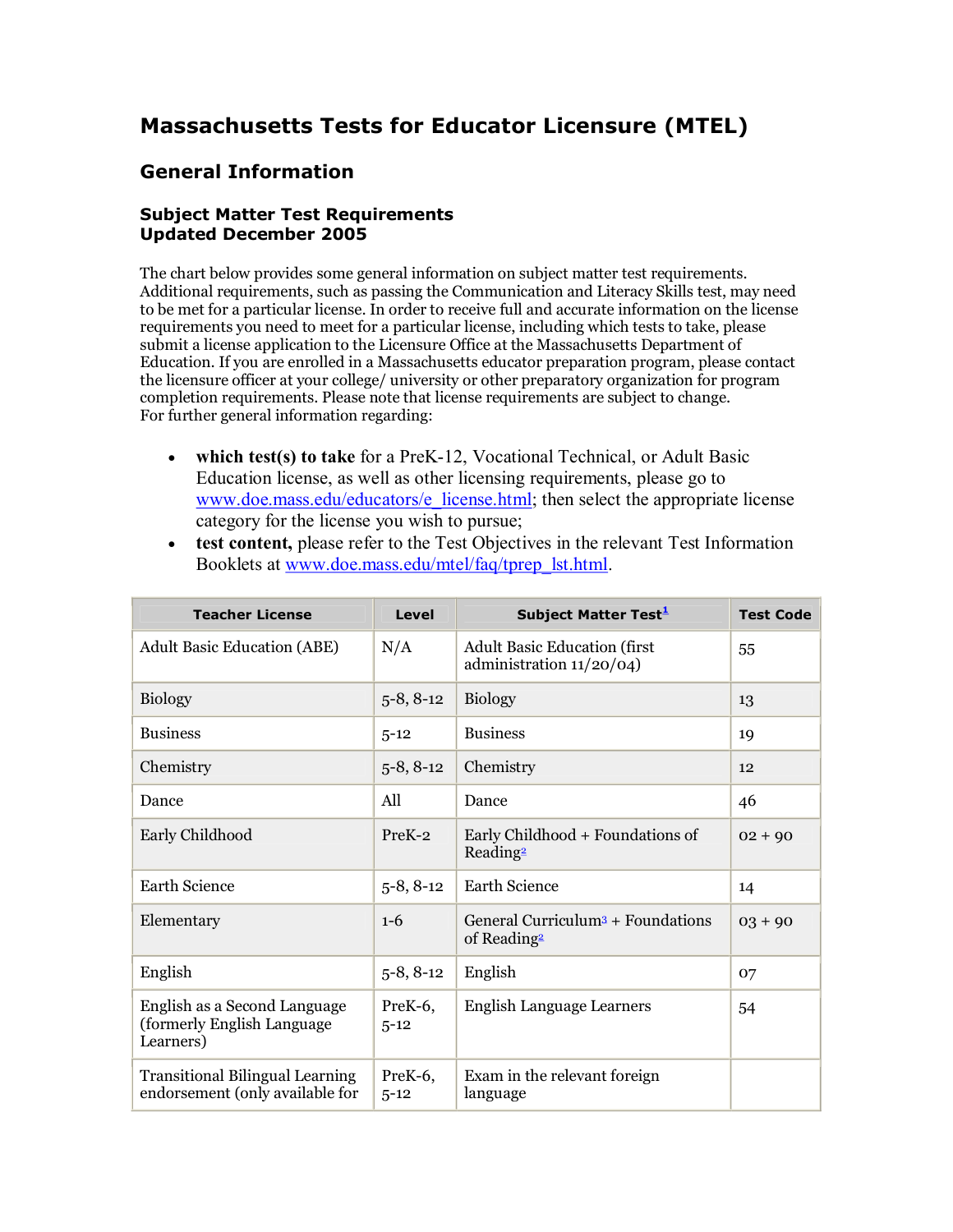# Massachusetts Tests for Educator Licensure (MTEL)

## General Information

### Subject Matter Test Requirements
### Updated December 2005

The chart below provides some general information on subject matter test requirements. Additional requirements, such as passing the Communication and Literacy Skills test, may need to be met for a particular license. In order to receive full and accurate information on the license requirements you need to meet for a particular license, including which tests to take, please submit a license application to the Licensure Office at the Massachusetts Department of Education. If you are enrolled in a Massachusetts educator preparation program, please contact the licensure officer at your college/ university or other preparatory organization for program completion requirements. Please note that license requirements are subject to change.
For further general information regarding:

- **which test(s) to take** for a PreK-12, Vocational Technical, or Adult Basic Education license, as well as other licensing requirements, please go to www.doe.mass.edu/educators/e_license.html; then select the appropriate license category for the license you wish to pursue;
- **test content,** please refer to the Test Objectives in the relevant Test Information Booklets at www.doe.mass.edu/mtel/faq/tprep_lst.html.

| Teacher License | Level | Subject Matter Test[1] | Test Code |
|---|---|---|---|
| Adult Basic Education (ABE) | N/A | Adult Basic Education (first administration 11/20/04) | 55 |
| Biology | 5-8, 8-12 | Biology | 13 |
| Business | 5-12 | Business | 19 |
| Chemistry | 5-8, 8-12 | Chemistry | 12 |
| Dance | All | Dance | 46 |
| Early Childhood | PreK-2 | Early Childhood + Foundations of Reading[2] | 02 + 90 |
| Earth Science | 5-8, 8-12 | Earth Science | 14 |
| Elementary | 1-6 | General Curriculum[3] + Foundations of Reading[2] | 03 + 90 |
| English | 5-8, 8-12 | English | 07 |
| English as a Second Language (formerly English Language Learners) | PreK-6, 5-12 | English Language Learners | 54 |
| Transitional Bilingual Learning endorsement (only available for | PreK-6, 5-12 | Exam in the relevant foreign language | |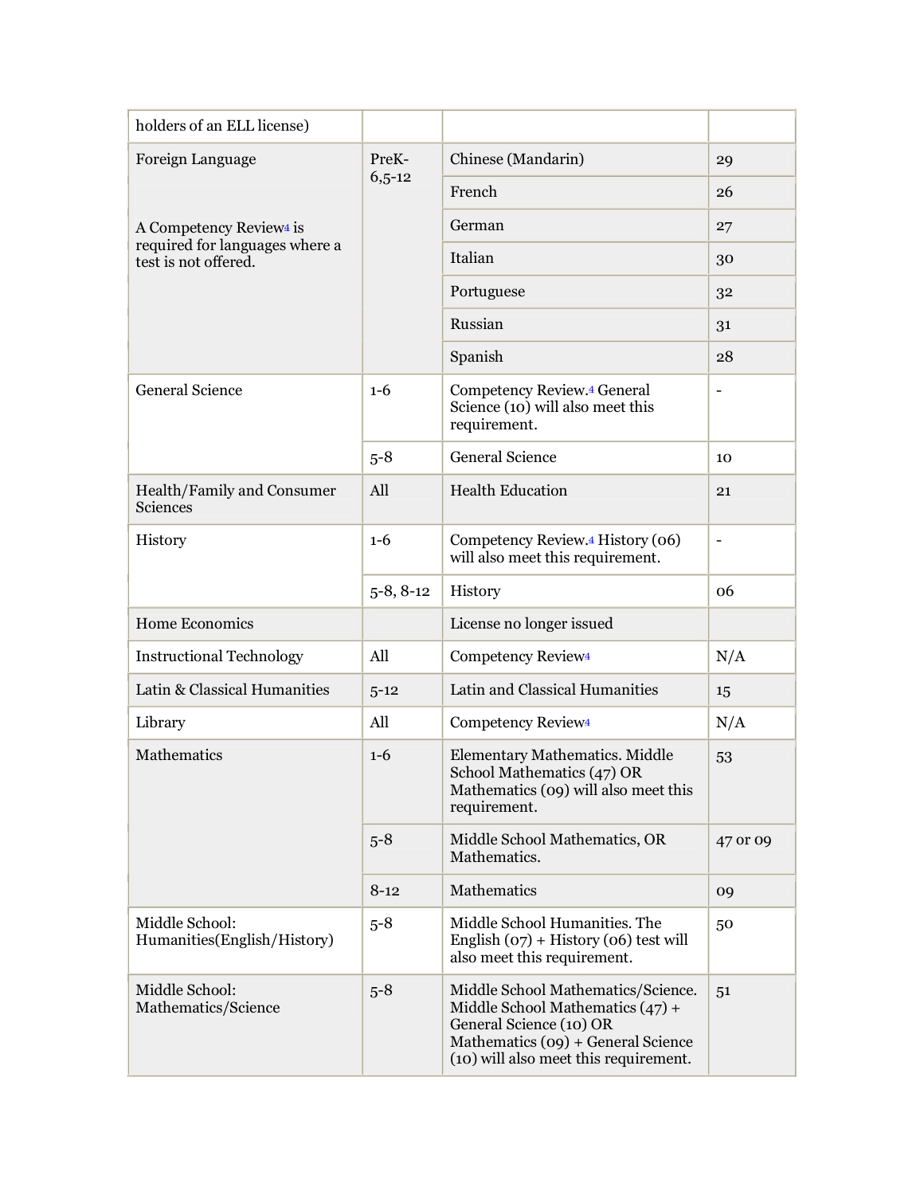| | | | |
|---|---|---|---|
| holders of an ELL license) | | | |
| Foreign Language<br><br>A Competency Review[4] is required for languages where a test is not offered. | PreK-6,5-12 | Chinese (Mandarin) | 29 |
| | | French | 26 |
| | | German | 27 |
| | | Italian | 30 |
| | | Portuguese | 32 |
| | | Russian | 31 |
| | | Spanish | 28 |
| General Science | 1-6 | Competency Review.[4] General Science (10) will also meet this requirement. | - |
| | 5-8 | General Science | 10 |
| Health/Family and Consumer Sciences | All | Health Education | 21 |
| History | 1-6 | Competency Review.[4] History (06) will also meet this requirement. | - |
| | 5-8, 8-12 | History | 06 |
| Home Economics | | License no longer issued | |
| Instructional Technology | All | Competency Review[4] | N/A |
| Latin & Classical Humanities | 5-12 | Latin and Classical Humanities | 15 |
| Library | All | Competency Review[4] | N/A |
| Mathematics | 1-6 | Elementary Mathematics. Middle School Mathematics (47) OR Mathematics (09) will also meet this requirement. | 53 |
| | 5-8 | Middle School Mathematics, OR Mathematics. | 47 or 09 |
| | 8-12 | Mathematics | 09 |
| Middle School: Humanities(English/History) | 5-8 | Middle School Humanities. The English (07) + History (06) test will also meet this requirement. | 50 |
| Middle School: Mathematics/Science | 5-8 | Middle School Mathematics/Science. Middle School Mathematics (47) + General Science (10) OR Mathematics (09) + General Science (10) will also meet this requirement. | 51 |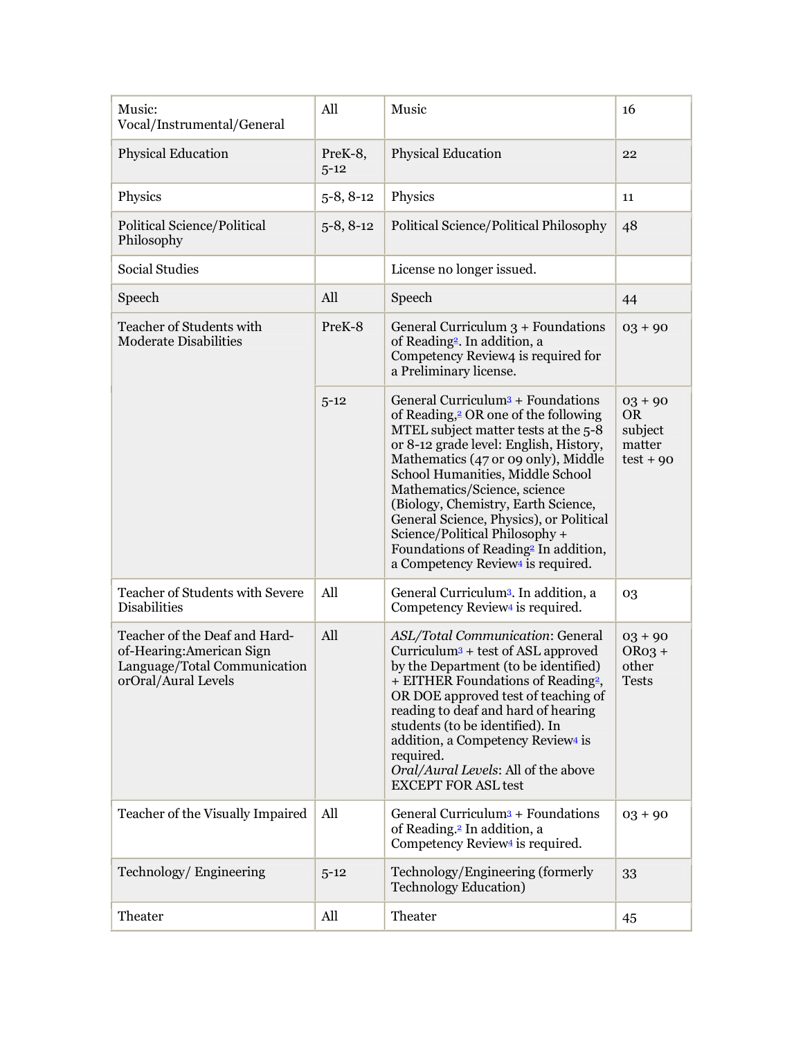| Music: Vocal/Instrumental/General | All | Music | 16 |
|---|---|---|---|
| Physical Education | PreK-8, 5-12 | Physical Education | 22 |
| Physics | 5-8, 8-12 | Physics | 11 |
| Political Science/Political Philosophy | 5-8, 8-12 | Political Science/Political Philosophy | 48 |
| Social Studies | | License no longer issued. | |
| Speech | All | Speech | 44 |
| Teacher of Students with Moderate Disabilities | PreK-8 | General Curriculum 3 + Foundations of Reading[2]. In addition, a Competency Review4 is required for a Preliminary license. | 03 + 90 |
| | 5-12 | General Curriculum[3] + Foundations of Reading,[2] OR one of the following MTEL subject matter tests at the 5-8 or 8-12 grade level: English, History, Mathematics (47 or 09 only), Middle School Humanities, Middle School Mathematics/Science, science (Biology, Chemistry, Earth Science, General Science, Physics), or Political Science/Political Philosophy + Foundations of Reading[2] In addition, a Competency Review[4] is required. | 03 + 90 OR subject matter test + 90 |
| Teacher of Students with Severe Disabilities | All | General Curriculum[3]. In addition, a Competency Review[4] is required. | 03 |
| Teacher of the Deaf and Hard-of-Hearing:American Sign Language/Total Communication orOral/Aural Levels | All | *ASL/Total Communication*: General Curriculum[3] + test of ASL approved by the Department (to be identified) + EITHER Foundations of Reading[2], OR DOE approved test of teaching of reading to deaf and hard of hearing students (to be identified). In addition, a Competency Review[4] is required. *Oral/Aural Levels*: All of the above EXCEPT FOR ASL test | 03 + 90 OR03 + other Tests |
| Teacher of the Visually Impaired | All | General Curriculum[3] + Foundations of Reading.[2] In addition, a Competency Review[4] is required. | 03 + 90 |
| Technology/ Engineering | 5-12 | Technology/Engineering (formerly Technology Education) | 33 |
| Theater | All | Theater | 45 |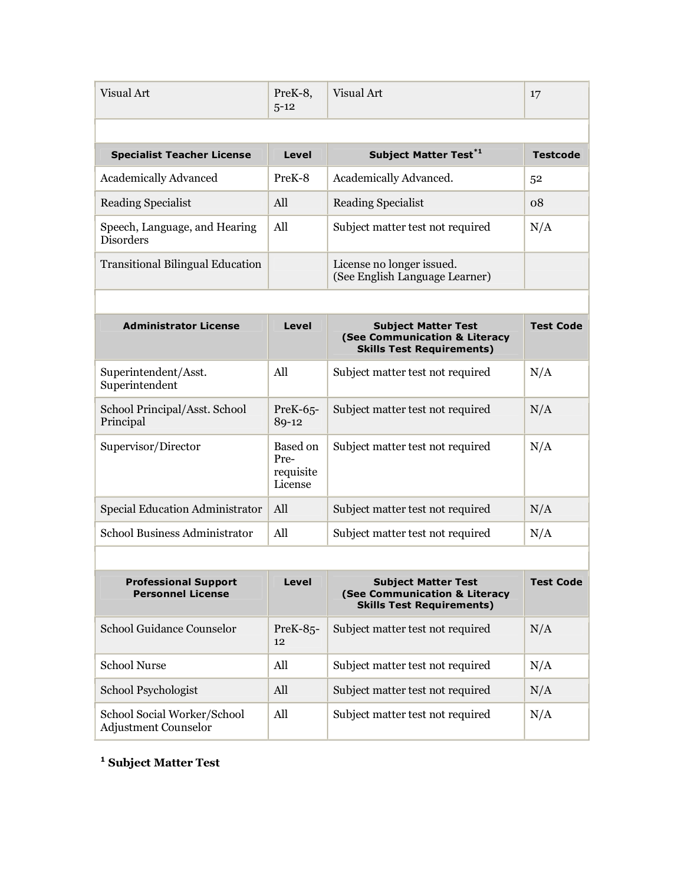| Visual Art | PreK-8, 5-12 | Visual Art | 17 |
|---|---|---|---|

| Specialist Teacher License | Level | Subject Matter Test*[1] | Testcode |
|---|---|---|---|
| Academically Advanced | PreK-8 | Academically Advanced. | 52 |
| Reading Specialist | All | Reading Specialist | 08 |
| Speech, Language, and Hearing Disorders | All | Subject matter test not required | N/A |
| Transitional Bilingual Education | | License no longer issued. (See English Language Learner) | |

| Administrator License | Level | Subject Matter Test (See Communication & Literacy Skills Test Requirements) | Test Code |
|---|---|---|---|
| Superintendent/Asst. Superintendent | All | Subject matter test not required | N/A |
| School Principal/Asst. School Principal | PreK-65-89-12 | Subject matter test not required | N/A |
| Supervisor/Director | Based on Pre-requisite License | Subject matter test not required | N/A |
| Special Education Administrator | All | Subject matter test not required | N/A |
| School Business Administrator | All | Subject matter test not required | N/A |

| Professional Support Personnel License | Level | Subject Matter Test (See Communication & Literacy Skills Test Requirements) | Test Code |
|---|---|---|---|
| School Guidance Counselor | PreK-85-12 | Subject matter test not required | N/A |
| School Nurse | All | Subject matter test not required | N/A |
| School Psychologist | All | Subject matter test not required | N/A |
| School Social Worker/School Adjustment Counselor | All | Subject matter test not required | N/A |

[1] **Subject Matter Test**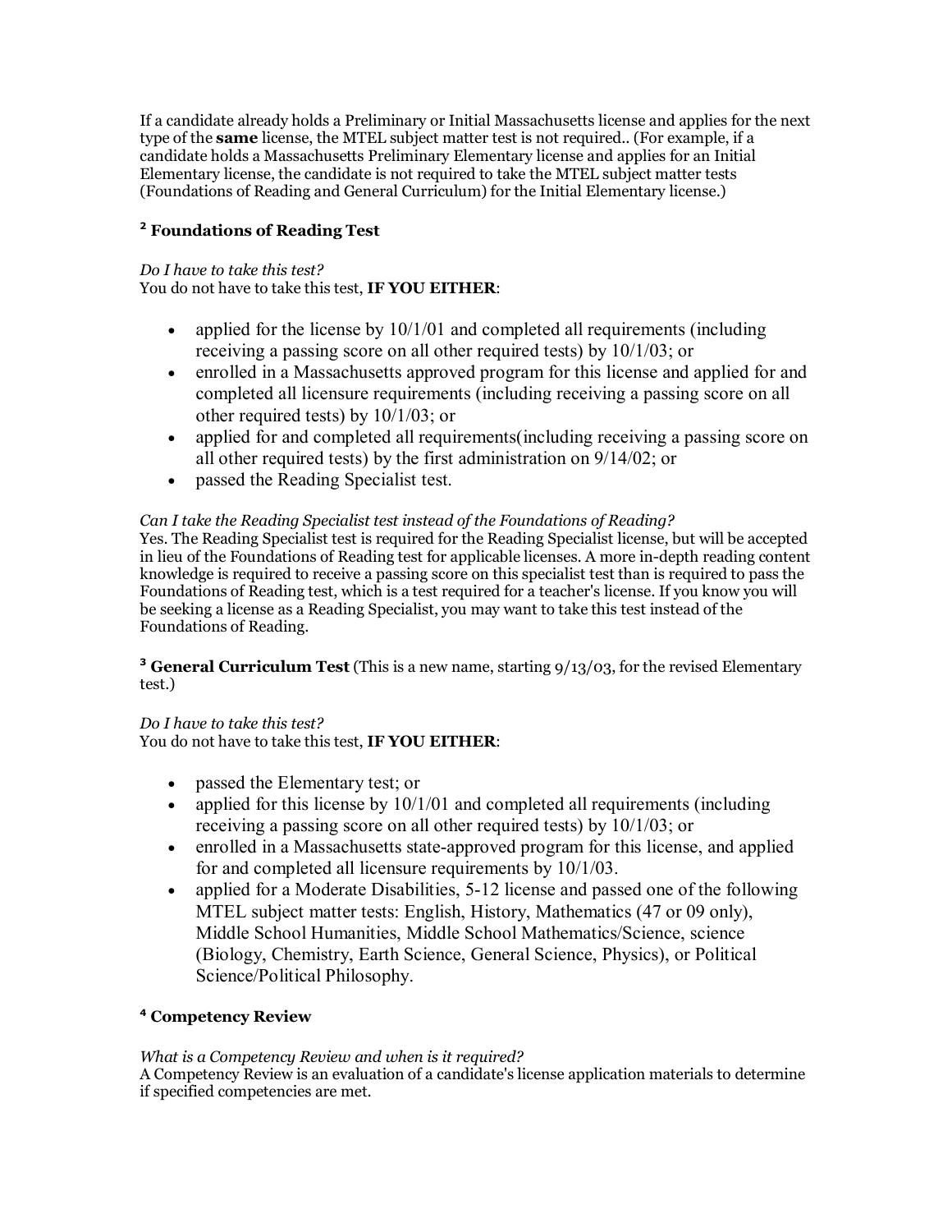If a candidate already holds a Preliminary or Initial Massachusetts license and applies for the next type of the **same** license, the MTEL subject matter test is not required.. (For example, if a candidate holds a Massachusetts Preliminary Elementary license and applies for an Initial Elementary license, the candidate is not required to take the MTEL subject matter tests (Foundations of Reading and General Curriculum) for the Initial Elementary license.)

### [2] Foundations of Reading Test

*Do I have to take this test?*
You do not have to take this test, **IF YOU EITHER**:

- applied for the license by 10/1/01 and completed all requirements (including receiving a passing score on all other required tests) by 10/1/03; or
- enrolled in a Massachusetts approved program for this license and applied for and completed all licensure requirements (including receiving a passing score on all other required tests) by 10/1/03; or
- applied for and completed all requirements(including receiving a passing score on all other required tests) by the first administration on 9/14/02; or
- passed the Reading Specialist test.

*Can I take the Reading Specialist test instead of the Foundations of Reading?*
Yes. The Reading Specialist test is required for the Reading Specialist license, but will be accepted in lieu of the Foundations of Reading test for applicable licenses. A more in-depth reading content knowledge is required to receive a passing score on this specialist test than is required to pass the Foundations of Reading test, which is a test required for a teacher's license. If you know you will be seeking a license as a Reading Specialist, you may want to take this test instead of the Foundations of Reading.

### [3] General Curriculum Test (This is a new name, starting 9/13/03, for the revised Elementary test.)

*Do I have to take this test?*
You do not have to take this test, **IF YOU EITHER**:

- passed the Elementary test; or
- applied for this license by 10/1/01 and completed all requirements (including receiving a passing score on all other required tests) by 10/1/03; or
- enrolled in a Massachusetts state-approved program for this license, and applied for and completed all licensure requirements by 10/1/03.
- applied for a Moderate Disabilities, 5-12 license and passed one of the following MTEL subject matter tests: English, History, Mathematics (47 or 09 only), Middle School Humanities, Middle School Mathematics/Science, science (Biology, Chemistry, Earth Science, General Science, Physics), or Political Science/Political Philosophy.

### [4] Competency Review

*What is a Competency Review and when is it required?*
A Competency Review is an evaluation of a candidate's license application materials to determine if specified competencies are met.